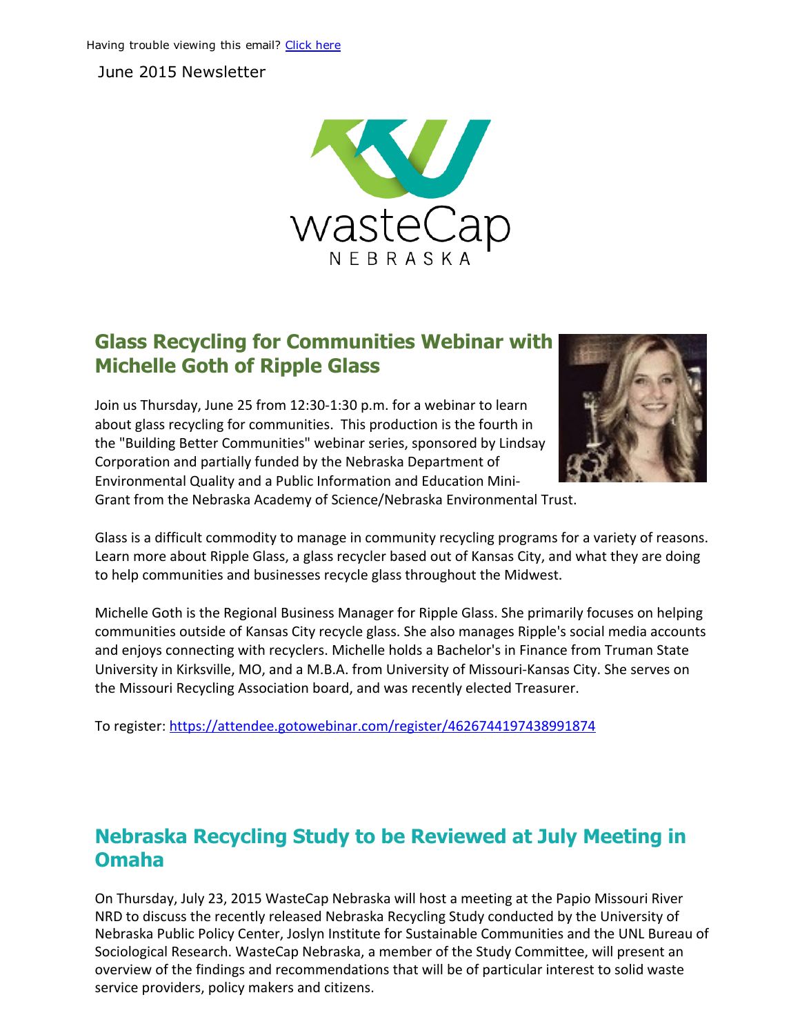Having trouble viewing this email? [Click here](#)

June 2015 Newsletter

wasteCap NEBRASKA

## Glass Recycling for Communities Webinar with Michelle Goth of Ripple Glass

Join us Thursday, June 25 from 12:30-1:30 p.m. for a webinar to learn about glass recycling for communities. This production is the fourth in the "Building Better Communities" webinar series, sponsored by Lindsay Corporation and partially funded by the Nebraska Department of Environmental Quality and a Public Information and Education Mini-Grant from the Nebraska Academy of Science/Nebraska Environmental Trust.

Glass is a difficult commodity to manage in community recycling programs for a variety of reasons. Learn more about Ripple Glass, a glass recycler based out of Kansas City, and what they are doing to help communities and businesses recycle glass throughout the Midwest.

Michelle Goth is the Regional Business Manager for Ripple Glass. She primarily focuses on helping communities outside of Kansas City recycle glass. She also manages Ripple's social media accounts and enjoys connecting with recyclers. Michelle holds a Bachelor's in Finance from Truman State University in Kirksville, MO, and a M.B.A. from University of Missouri-Kansas City. She serves on the Missouri Recycling Association board, and was recently elected Treasurer.

To register: https://attendee.gotowebinar.com/register/4626744197438991874

## Nebraska Recycling Study to be Reviewed at July Meeting in Omaha

On Thursday, July 23, 2015 WasteCap Nebraska will host a meeting at the Papio Missouri River NRD to discuss the recently released Nebraska Recycling Study conducted by the University of Nebraska Public Policy Center, Joslyn Institute for Sustainable Communities and the UNL Bureau of Sociological Research. WasteCap Nebraska, a member of the Study Committee, will present an overview of the findings and recommendations that will be of particular interest to solid waste service providers, policy makers and citizens.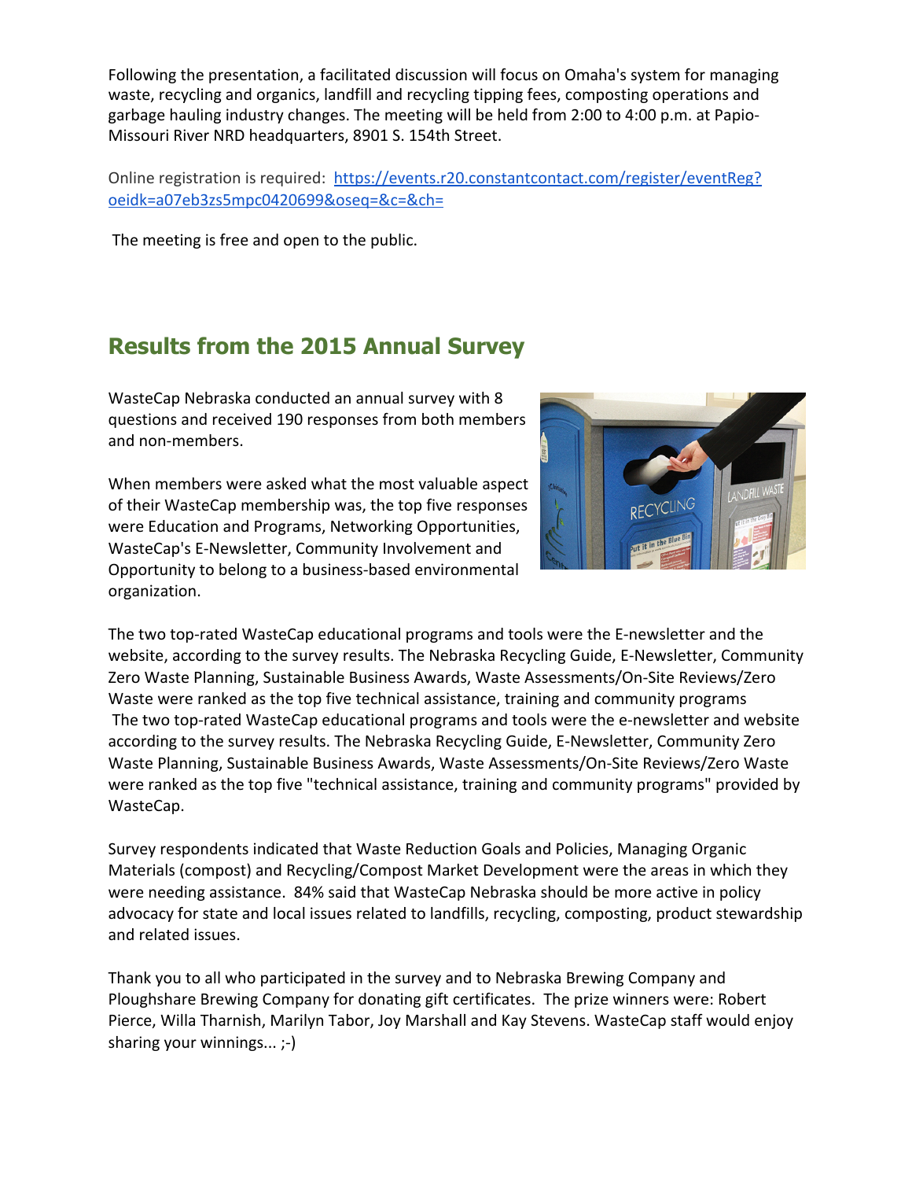Following the presentation, a facilitated discussion will focus on Omaha's system for managing waste, recycling and organics, landfill and recycling tipping fees, composting operations and garbage hauling industry changes. The meeting will be held from 2:00 to 4:00 p.m. at Papio-Missouri River NRD headquarters, 8901 S. 154th Street.

Online registration is required: [https://events.r20.constantcontact.com/register/eventReg?oeidk=a07eb3zs5mpc0420699&oseq=&c=&ch=](https://events.r20.constantcontact.com/register/eventReg?oeidk=a07eb3zs5mpc0420699&oseq=&c=&ch=)

The meeting is free and open to the public.

## Results from the 2015 Annual Survey

WasteCap Nebraska conducted an annual survey with 8 questions and received 190 responses from both members and non-members.

When members were asked what the most valuable aspect of their WasteCap membership was, the top five responses were Education and Programs, Networking Opportunities, WasteCap's E-Newsletter, Community Involvement and Opportunity to belong to a business-based environmental organization.

The two top-rated WasteCap educational programs and tools were the E-newsletter and the website, according to the survey results. The Nebraska Recycling Guide, E-Newsletter, Community Zero Waste Planning, Sustainable Business Awards, Waste Assessments/On-Site Reviews/Zero Waste were ranked as the top five technical assistance, training and community programs
 The two top-rated WasteCap educational programs and tools were the e-newsletter and website according to the survey results. The Nebraska Recycling Guide, E-Newsletter, Community Zero Waste Planning, Sustainable Business Awards, Waste Assessments/On-Site Reviews/Zero Waste were ranked as the top five "technical assistance, training and community programs" provided by WasteCap.

Survey respondents indicated that Waste Reduction Goals and Policies, Managing Organic Materials (compost) and Recycling/Compost Market Development were the areas in which they were needing assistance. 84% said that WasteCap Nebraska should be more active in policy advocacy for state and local issues related to landfills, recycling, composting, product stewardship and related issues.

Thank you to all who participated in the survey and to Nebraska Brewing Company and Ploughshare Brewing Company for donating gift certificates. The prize winners were: Robert Pierce, Willa Tharnish, Marilyn Tabor, Joy Marshall and Kay Stevens. WasteCap staff would enjoy sharing your winnings... ;-)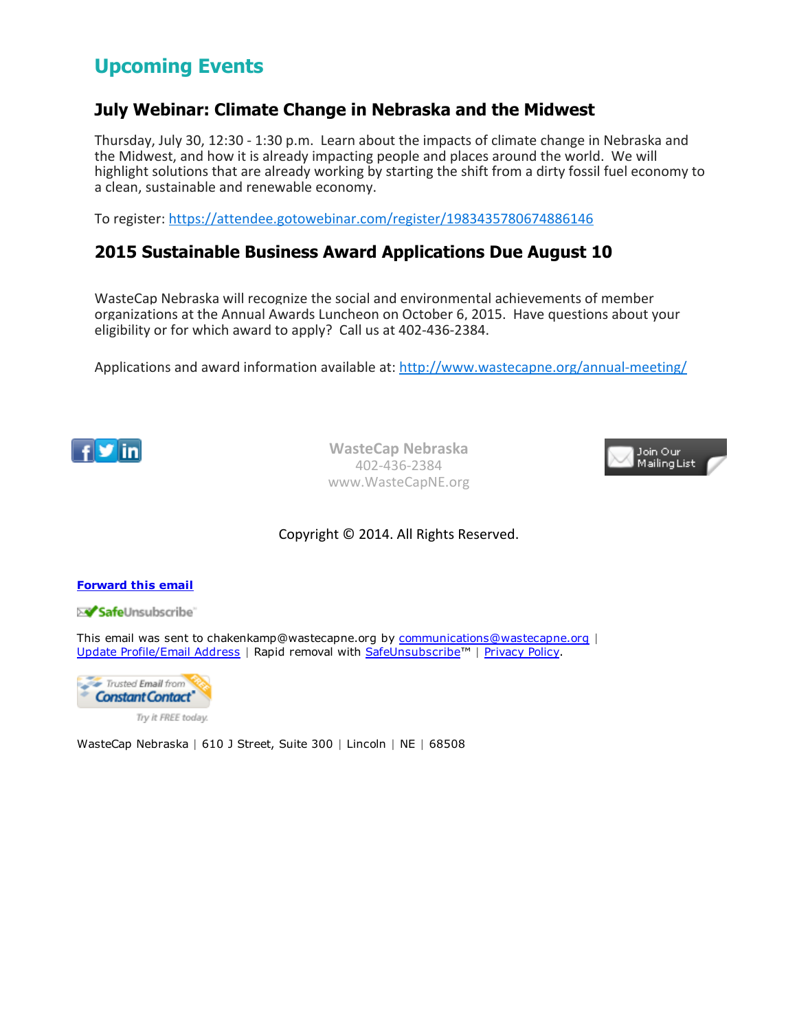## Upcoming Events

### July Webinar: Climate Change in Nebraska and the Midwest

Thursday, July 30, 12:30 - 1:30 p.m. Learn about the impacts of climate change in Nebraska and the Midwest, and how it is already impacting people and places around the world. We will highlight solutions that are already working by starting the shift from a dirty fossil fuel economy to a clean, sustainable and renewable economy.

To register: https://attendee.gotowebinar.com/register/1983435780674886146

### 2015 Sustainable Business Award Applications Due August 10

WasteCap Nebraska will recognize the social and environmental achievements of member organizations at the Annual Awards Luncheon on October 6, 2015. Have questions about your eligibility or for which award to apply? Call us at 402-436-2384.

Applications and award information available at: http://www.wastecapne.org/annual-meeting/

WasteCap Nebraska
402-436-2384
www.WasteCapNE.org

Join Our Mailing List

Copyright © 2014. All Rights Reserved.

**Forward this email**

SafeUnsubscribe

This email was sent to chakenkamp@wastecapne.org by communications@wastecapne.org | Update Profile/Email Address | Rapid removal with SafeUnsubscribe™ | Privacy Policy.

Trusted Email from Constant Contact — Try it FREE today.

WasteCap Nebraska | 610 J Street, Suite 300 | Lincoln | NE | 68508